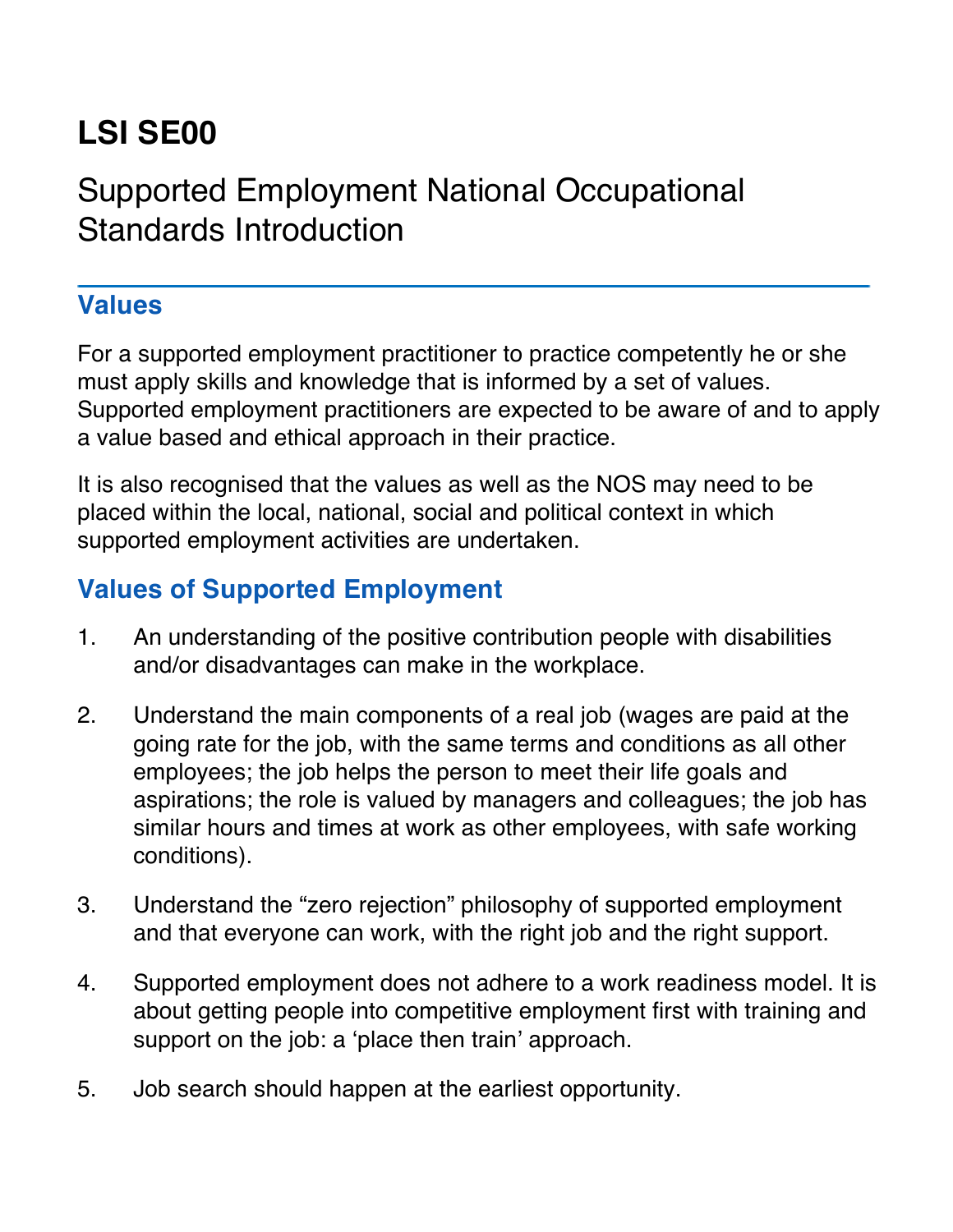# LSI SE00

## Supported Employment National Occupational Standards Introduction

### Values

For a supported employment practitioner to practice competently he or she must apply skills and knowledge that is informed by a set of values. Supported employment practitioners are expected to be aware of and to apply a value based and ethical approach in their practice.

It is also recognised that the values as well as the NOS may need to be placed within the local, national, social and political context in which supported employment activities are undertaken.

### Values of Supported Employment

1. An understanding of the positive contribution people with disabilities and/or disadvantages can make in the workplace.

2. Understand the main components of a real job (wages are paid at the going rate for the job, with the same terms and conditions as all other employees; the job helps the person to meet their life goals and aspirations; the role is valued by managers and colleagues; the job has similar hours and times at work as other employees, with safe working conditions).

3. Understand the "zero rejection" philosophy of supported employment and that everyone can work, with the right job and the right support.

4. Supported employment does not adhere to a work readiness model. It is about getting people into competitive employment first with training and support on the job: a 'place then train' approach.

5. Job search should happen at the earliest opportunity.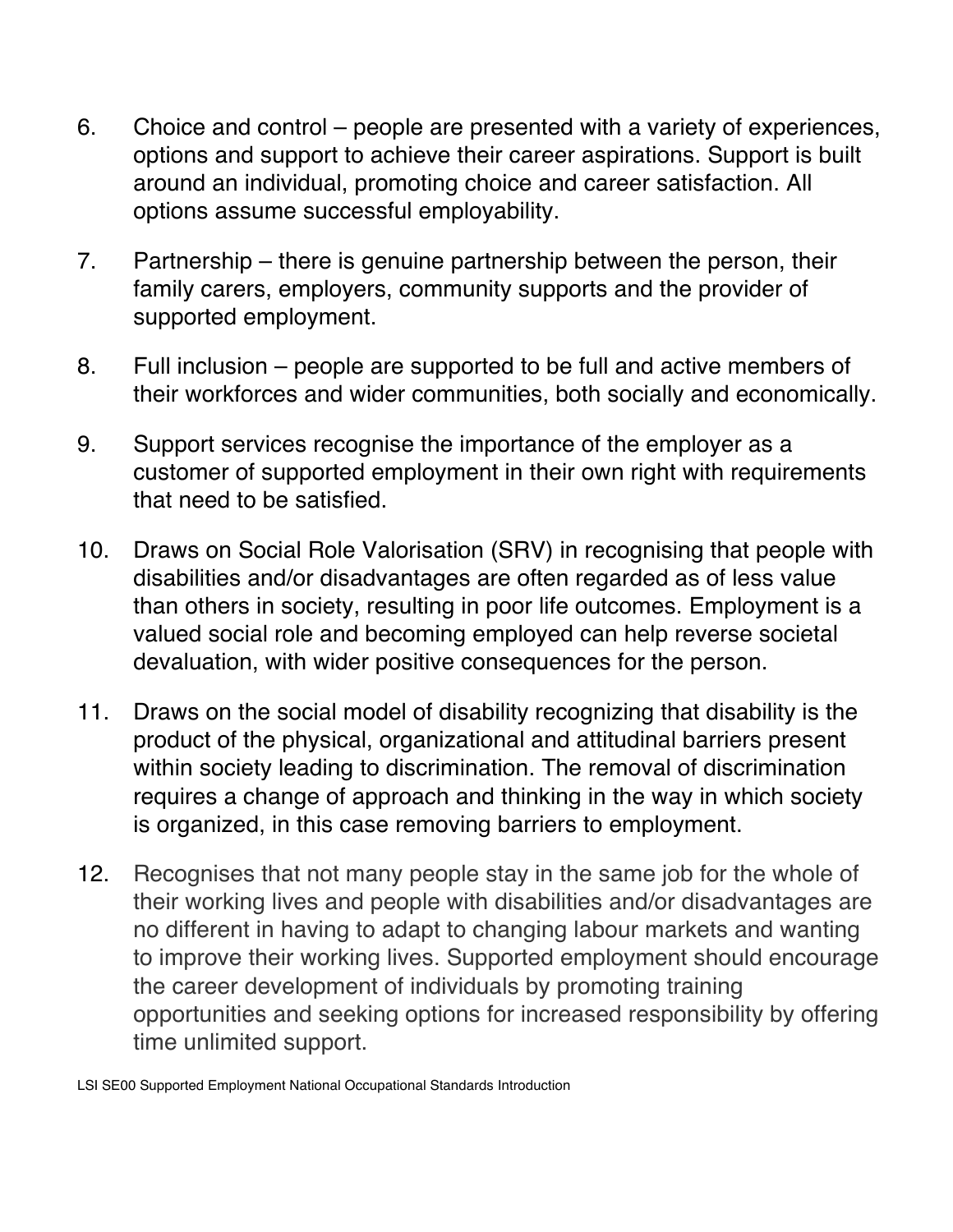6. Choice and control – people are presented with a variety of experiences, options and support to achieve their career aspirations. Support is built around an individual, promoting choice and career satisfaction. All options assume successful employability.

7. Partnership – there is genuine partnership between the person, their family carers, employers, community supports and the provider of supported employment.

8. Full inclusion – people are supported to be full and active members of their workforces and wider communities, both socially and economically.

9. Support services recognise the importance of the employer as a customer of supported employment in their own right with requirements that need to be satisfied.

10. Draws on Social Role Valorisation (SRV) in recognising that people with disabilities and/or disadvantages are often regarded as of less value than others in society, resulting in poor life outcomes. Employment is a valued social role and becoming employed can help reverse societal devaluation, with wider positive consequences for the person.

11. Draws on the social model of disability recognizing that disability is the product of the physical, organizational and attitudinal barriers present within society leading to discrimination. The removal of discrimination requires a change of approach and thinking in the way in which society is organized, in this case removing barriers to employment.

12. Recognises that not many people stay in the same job for the whole of their working lives and people with disabilities and/or disadvantages are no different in having to adapt to changing labour markets and wanting to improve their working lives. Supported employment should encourage the career development of individuals by promoting training opportunities and seeking options for increased responsibility by offering time unlimited support.